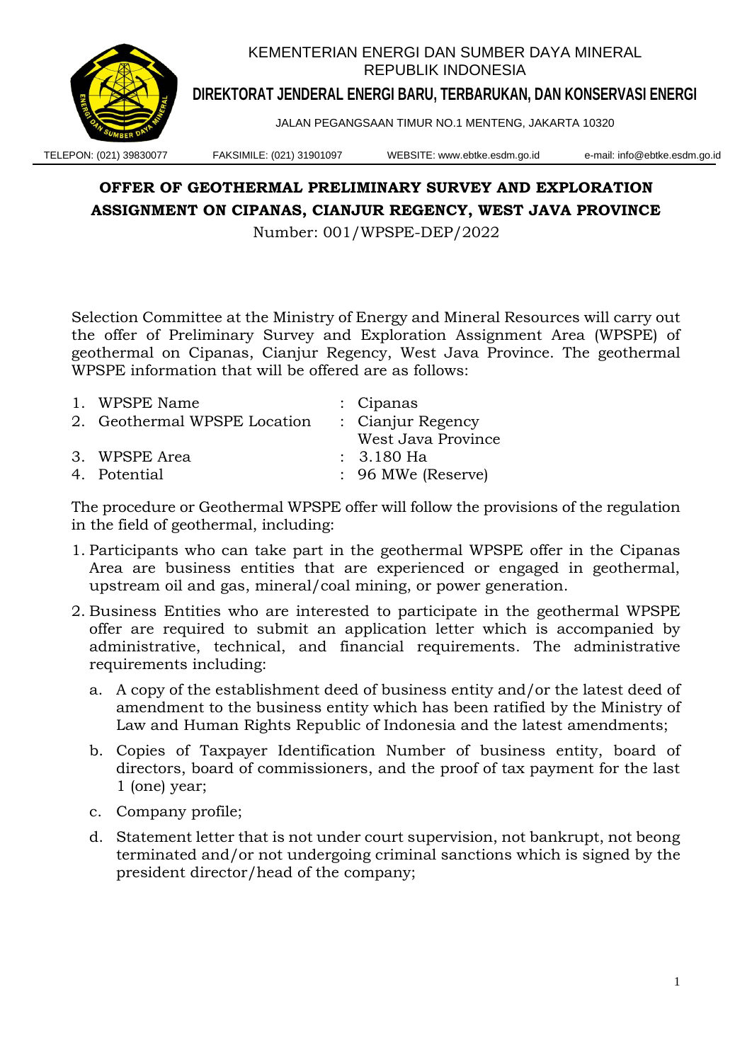KEMENTERIAN ENERGI DAN SUMBER DAYA MINERAL
REPUBLIK INDONESIA

**DIREKTORAT JENDERAL ENERGI BARU, TERBARUKAN, DAN KONSERVASI ENERGI**

JALAN PEGANGSAAN TIMUR NO.1 MENTENG, JAKARTA 10320

TELEPON: (021) 39830077 FAKSIMILE: (021) 31901097 WEBSITE: www.ebtke.esdm.go.id e-mail: info@ebtke.esdm.go.id

# OFFER OF GEOTHERMAL PRELIMINARY SURVEY AND EXPLORATION ASSIGNMENT ON CIPANAS, CIANJUR REGENCY, WEST JAVA PROVINCE

Number: 001/WPSPE-DEP/2022

Selection Committee at the Ministry of Energy and Mineral Resources will carry out the offer of Preliminary Survey and Exploration Assignment Area (WPSPE) of geothermal on Cipanas, Cianjur Regency, West Java Province. The geothermal WPSPE information that will be offered are as follows:

1. WPSPE Name : Cipanas
2. Geothermal WPSPE Location : Cianjur Regency
   West Java Province
3. WPSPE Area : 3.180 Ha
4. Potential : 96 MWe (Reserve)

The procedure or Geothermal WPSPE offer will follow the provisions of the regulation in the field of geothermal, including:

1. Participants who can take part in the geothermal WPSPE offer in the Cipanas Area are business entities that are experienced or engaged in geothermal, upstream oil and gas, mineral/coal mining, or power generation.
2. Business Entities who are interested to participate in the geothermal WPSPE offer are required to submit an application letter which is accompanied by administrative, technical, and financial requirements. The administrative requirements including:
   a. A copy of the establishment deed of business entity and/or the latest deed of amendment to the business entity which has been ratified by the Ministry of Law and Human Rights Republic of Indonesia and the latest amendments;
   b. Copies of Taxpayer Identification Number of business entity, board of directors, board of commissioners, and the proof of tax payment for the last 1 (one) year;
   c. Company profile;
   d. Statement letter that is not under court supervision, not bankrupt, not beong terminated and/or not undergoing criminal sanctions which is signed by the president director/head of the company;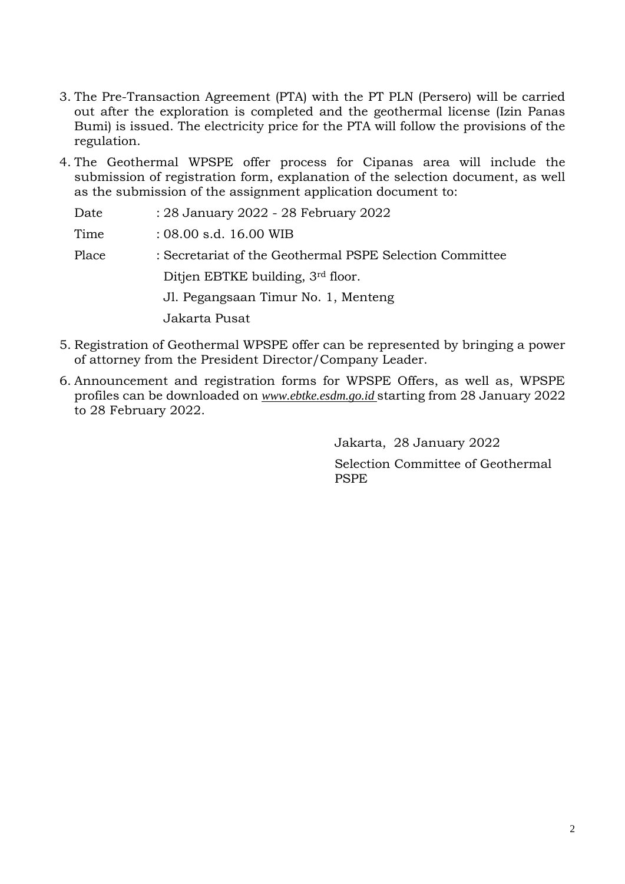3. The Pre-Transaction Agreement (PTA) with the PT PLN (Persero) will be carried out after the exploration is completed and the geothermal license (Izin Panas Bumi) is issued. The electricity price for the PTA will follow the provisions of the regulation.

4. The Geothermal WPSPE offer process for Cipanas area will include the submission of registration form, explanation of the selection document, as well as the submission of the assignment application document to:

   Date : 28 January 2022 - 28 February 2022

   Time : 08.00 s.d. 16.00 WIB

   Place : Secretariat of the Geothermal PSPE Selection Committee
   Ditjen EBTKE building, 3rd floor.
   Jl. Pegangsaan Timur No. 1, Menteng
   Jakarta Pusat

5. Registration of Geothermal WPSPE offer can be represented by bringing a power of attorney from the President Director/Company Leader.

6. Announcement and registration forms for WPSPE Offers, as well as, WPSPE profiles can be downloaded on *www.ebtke.esdm.go.id* starting from 28 January 2022 to 28 February 2022.

Jakarta, 28 January 2022

Selection Committee of Geothermal PSPE